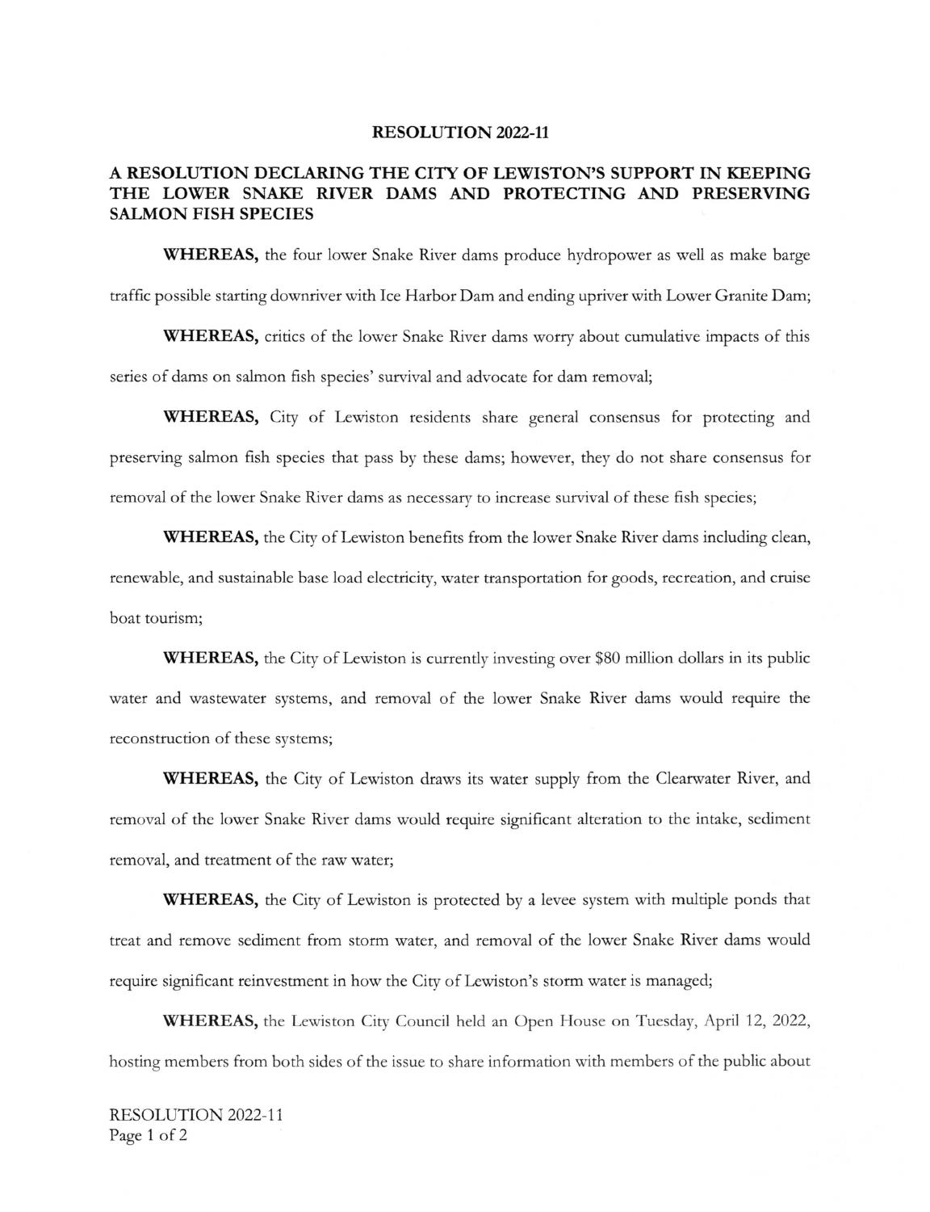# RESOLUTION 2022-11

## A RESOLUTION DECLARING THE CITY OF LEWISTON'S SUPPORT IN KEEPING THE LOWER SNAKE RIVER DAMS AND PROTECTING AND PRESERVING SALMON FISH SPECIES

**WHEREAS,** the four lower Snake River dams produce hydropower as well as make barge traffic possible starting downriver with Ice Harbor Dam and ending upriver with Lower Granite Dam;

**WHEREAS,** critics of the lower Snake River dams worry about cumulative impacts of this series of dams on salmon fish species' survival and advocate for dam removal;

**WHEREAS,** City of Lewiston residents share general consensus for protecting and preserving salmon fish species that pass by these dams; however, they do not share consensus for removal of the lower Snake River dams as necessary to increase survival of these fish species;

**WHEREAS,** the City of Lewiston benefits from the lower Snake River dams including clean, renewable, and sustainable base load electricity, water transportation for goods, recreation, and cruise boat tourism;

**WHEREAS,** the City of Lewiston is currently investing over $80 million dollars in its public water and wastewater systems, and removal of the lower Snake River dams would require the reconstruction of these systems;

**WHEREAS,** the City of Lewiston draws its water supply from the Clearwater River, and removal of the lower Snake River dams would require significant alteration to the intake, sediment removal, and treatment of the raw water;

**WHEREAS,** the City of Lewiston is protected by a levee system with multiple ponds that treat and remove sediment from storm water, and removal of the lower Snake River dams would require significant reinvestment in how the City of Lewiston's storm water is managed;

**WHEREAS,** the Lewiston City Council held an Open House on Tuesday, April 12, 2022, hosting members from both sides of the issue to share information with members of the public about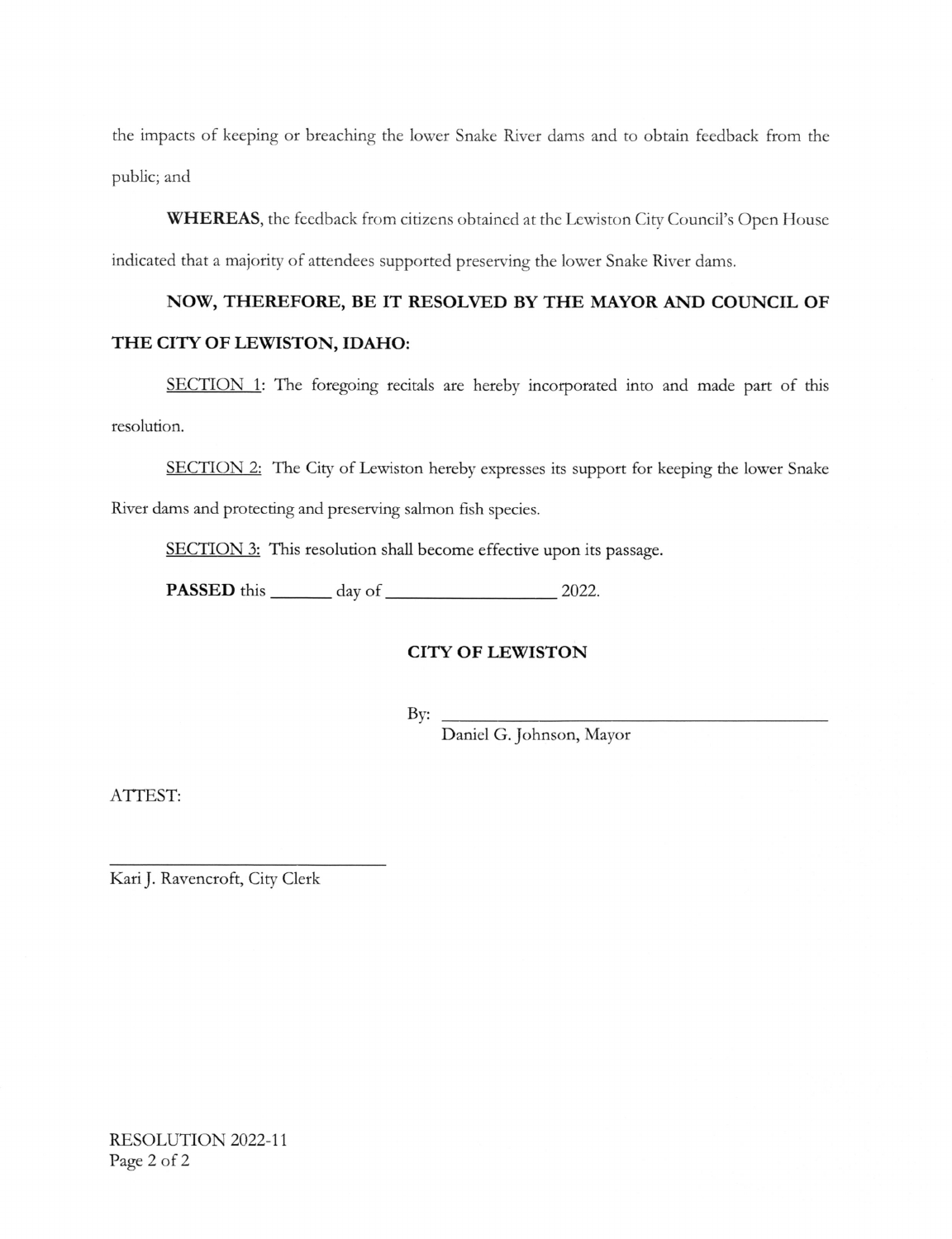the impacts of keeping or breaching the lower Snake River dams and to obtain feedback from the public; and

**WHEREAS**, the feedback from citizens obtained at the Lewiston City Council's Open House indicated that a majority of attendees supported preserving the lower Snake River dams.

**NOW, THEREFORE, BE IT RESOLVED BY THE MAYOR AND COUNCIL OF THE CITY OF LEWISTON, IDAHO:**

SECTION 1: The foregoing recitals are hereby incorporated into and made part of this resolution.

SECTION 2: The City of Lewiston hereby expresses its support for keeping the lower Snake River dams and protecting and preserving salmon fish species.

SECTION 3: This resolution shall become effective upon its passage.

**PASSED** this ______ day of ________________ 2022.

**CITY OF LEWISTON**

By: ________________________________________
Daniel G. Johnson, Mayor

ATTEST:

______________________________
Kari J. Ravencroft, City Clerk

RESOLUTION 2022-11